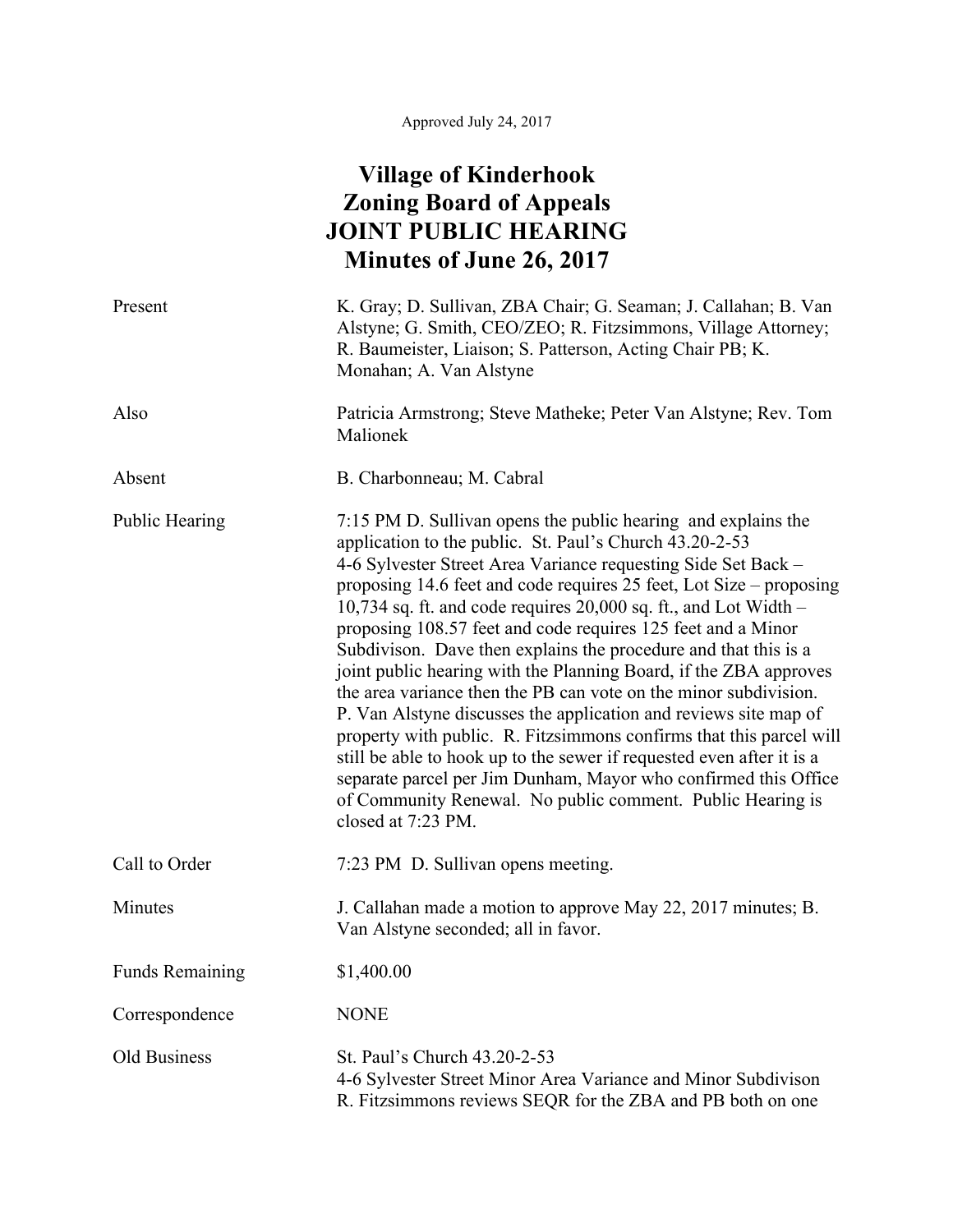Approved July 24, 2017

# Village of Kinderhook
# Zoning Board of Appeals
# JOINT PUBLIC HEARING
# Minutes of June 26, 2017

| | |
|---|---|
| Present | K. Gray; D. Sullivan, ZBA Chair; G. Seaman; J. Callahan; B. Van Alstyne; G. Smith, CEO/ZEO; R. Fitzsimmons, Village Attorney; R. Baumeister, Liaison; S. Patterson, Acting Chair PB; K. Monahan; A. Van Alstyne |
| Also | Patricia Armstrong; Steve Matheke; Peter Van Alstyne; Rev. Tom Malionek |
| Absent | B. Charbonneau; M. Cabral |
| Public Hearing | 7:15 PM D. Sullivan opens the public hearing and explains the application to the public. St. Paul's Church 43.20-2-53 4-6 Sylvester Street Area Variance requesting Side Set Back – proposing 14.6 feet and code requires 25 feet, Lot Size – proposing 10,734 sq. ft. and code requires 20,000 sq. ft., and Lot Width – proposing 108.57 feet and code requires 125 feet and a Minor Subdivison. Dave then explains the procedure and that this is a joint public hearing with the Planning Board, if the ZBA approves the area variance then the PB can vote on the minor subdivision. P. Van Alstyne discusses the application and reviews site map of property with public. R. Fitzsimmons confirms that this parcel will still be able to hook up to the sewer if requested even after it is a separate parcel per Jim Dunham, Mayor who confirmed this Office of Community Renewal. No public comment. Public Hearing is closed at 7:23 PM. |
| Call to Order | 7:23 PM D. Sullivan opens meeting. |
| Minutes | J. Callahan made a motion to approve May 22, 2017 minutes; B. Van Alstyne seconded; all in favor. |
| Funds Remaining | $1,400.00 |
| Correspondence | NONE |
| Old Business | St. Paul's Church 43.20-2-53<br>4-6 Sylvester Street Minor Area Variance and Minor Subdivison<br>R. Fitzsimmons reviews SEQR for the ZBA and PB both on one |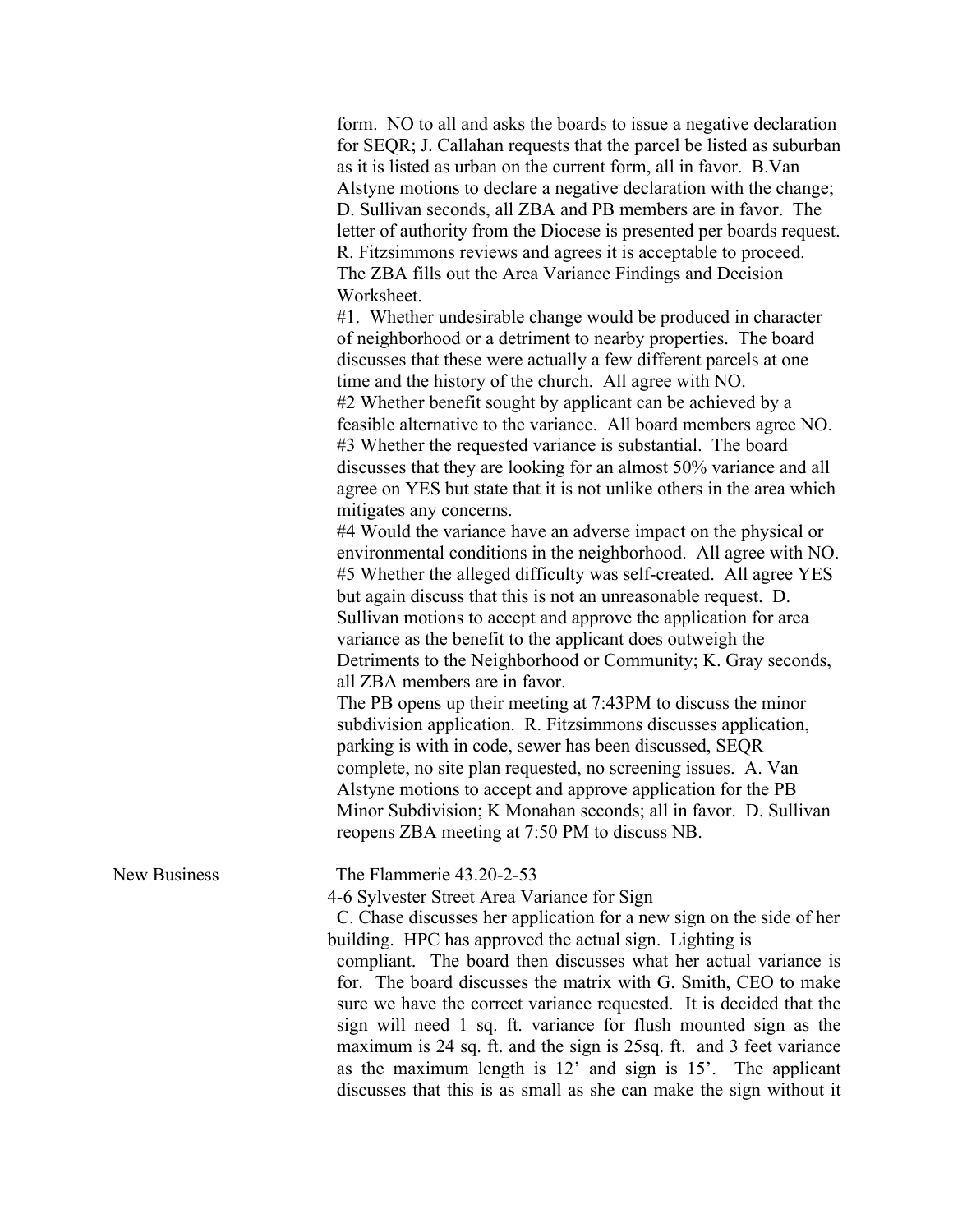form. NO to all and asks the boards to issue a negative declaration for SEQR; J. Callahan requests that the parcel be listed as suburban as it is listed as urban on the current form, all in favor. B.Van Alstyne motions to declare a negative declaration with the change; D. Sullivan seconds, all ZBA and PB members are in favor. The letter of authority from the Diocese is presented per boards request. R. Fitzsimmons reviews and agrees it is acceptable to proceed. The ZBA fills out the Area Variance Findings and Decision Worksheet.

#1. Whether undesirable change would be produced in character of neighborhood or a detriment to nearby properties. The board discusses that these were actually a few different parcels at one time and the history of the church. All agree with NO.

#2 Whether benefit sought by applicant can be achieved by a feasible alternative to the variance. All board members agree NO.

#3 Whether the requested variance is substantial. The board discusses that they are looking for an almost 50% variance and all agree on YES but state that it is not unlike others in the area which mitigates any concerns.

#4 Would the variance have an adverse impact on the physical or environmental conditions in the neighborhood. All agree with NO.

#5 Whether the alleged difficulty was self-created. All agree YES but again discuss that this is not an unreasonable request. D. Sullivan motions to accept and approve the application for area variance as the benefit to the applicant does outweigh the Detriments to the Neighborhood or Community; K. Gray seconds, all ZBA members are in favor.

The PB opens up their meeting at 7:43PM to discuss the minor subdivision application. R. Fitzsimmons discusses application, parking is with in code, sewer has been discussed, SEQR complete, no site plan requested, no screening issues. A. Van Alstyne motions to accept and approve application for the PB Minor Subdivision; K Monahan seconds; all in favor. D. Sullivan reopens ZBA meeting at 7:50 PM to discuss NB.

New Business

The Flammerie 43.20-2-53
4-6 Sylvester Street Area Variance for Sign

C. Chase discusses her application for a new sign on the side of her building. HPC has approved the actual sign. Lighting is compliant. The board then discusses what her actual variance is for. The board discusses the matrix with G. Smith, CEO to make sure we have the correct variance requested. It is decided that the sign will need 1 sq. ft. variance for flush mounted sign as the maximum is 24 sq. ft. and the sign is 25sq. ft. and 3 feet variance as the maximum length is 12' and sign is 15'. The applicant discusses that this is as small as she can make the sign without it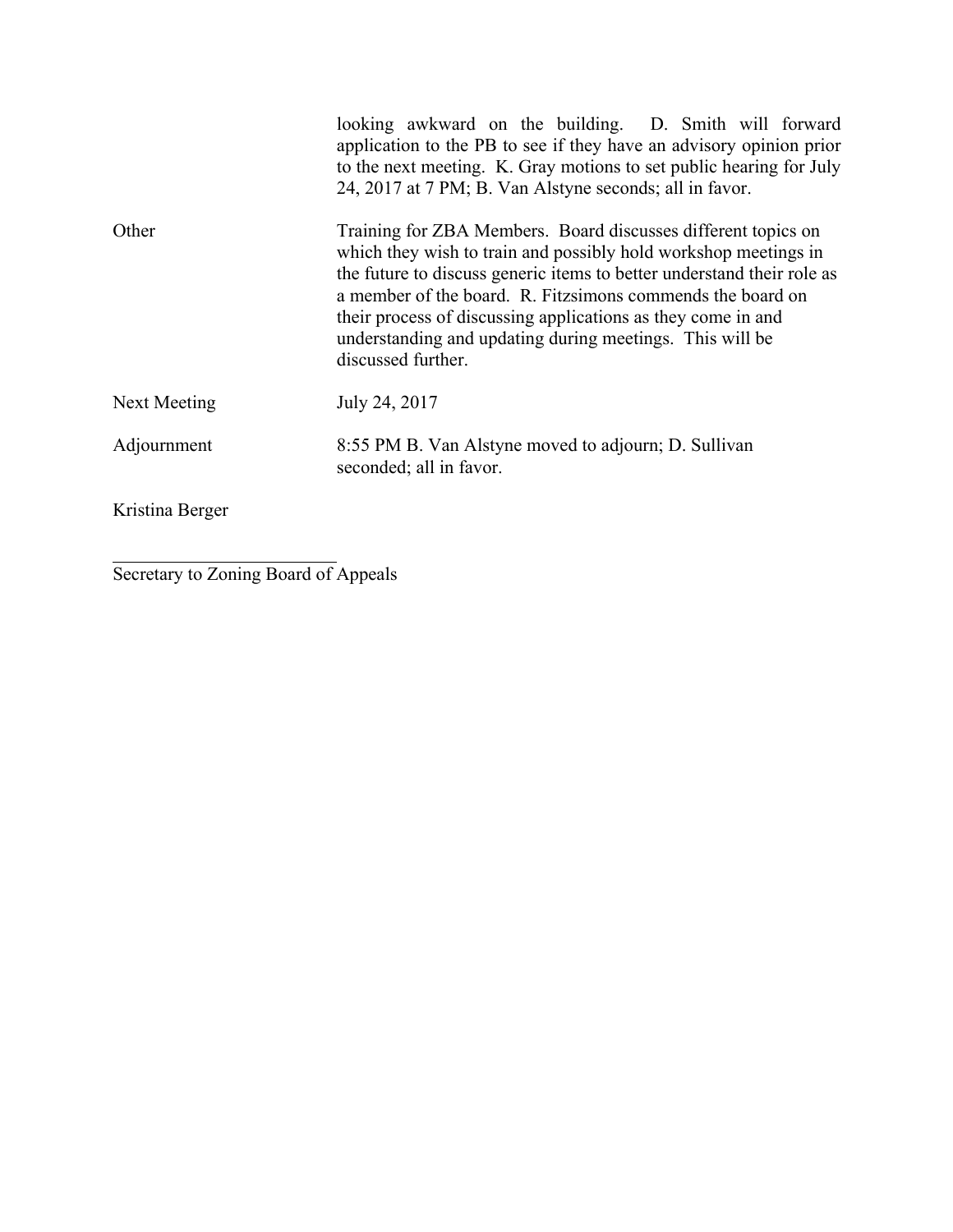| | |
|---|---|
| | looking awkward on the building. D. Smith will forward application to the PB to see if they have an advisory opinion prior to the next meeting. K. Gray motions to set public hearing for July 24, 2017 at 7 PM; B. Van Alstyne seconds; all in favor. |
| Other | Training for ZBA Members. Board discusses different topics on which they wish to train and possibly hold workshop meetings in the future to discuss generic items to better understand their role as a member of the board. R. Fitzsimons commends the board on their process of discussing applications as they come in and understanding and updating during meetings. This will be discussed further. |
| Next Meeting | July 24, 2017 |
| Adjournment | 8:55 PM B. Van Alstyne moved to adjourn; D. Sullivan seconded; all in favor. |

Kristina Berger

\_\_\_\_\_\_\_\_\_\_\_\_\_\_\_\_\_\_\_\_\_\_\_\_\_

Secretary to Zoning Board of Appeals